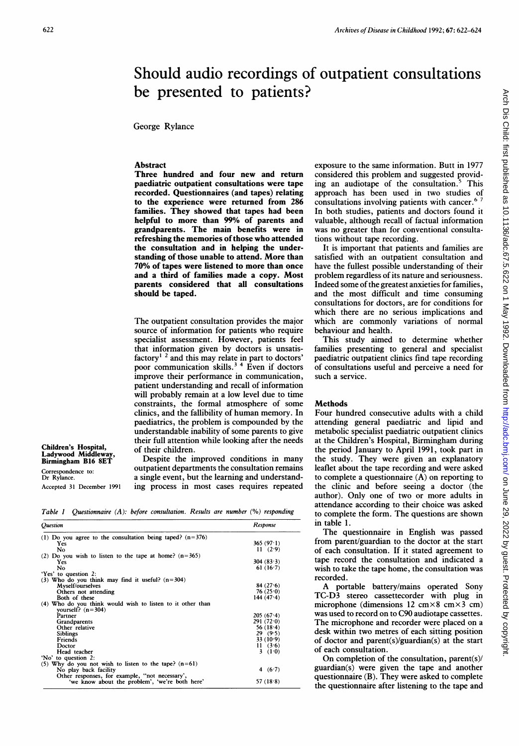# Should audio recordings of outpatient consultations be presented to patients?

George Rylance

## Abstract

**Three hundred and four new and return paediatric outpatient consultations were tape recorded. Questionnaires (and tapes) relating to the experience were returned from 286 families. They showed that tapes had been helpful to more than 99% of parents and grandparents. The main benefits were in refreshing the memories of those who attended the consultation and in helping the understanding of those unable to attend. More than 70% of tapes were listened to more than once and a third of families made a copy. Most parents considered that all consultations should be taped.**

The outpatient consultation provides the major source of information for patients who require specialist assessment. However, patients feel that information given by doctors is unsatisfactory[1 2] and this may relate in part to doctors' poor communication skills.[3 4] Even if doctors improve their performance in communication, patient understanding and recall of information will probably remain at a low level due to time constraints, the formal atmosphere of some clinics, and the fallibility of human memory. In paediatrics, the problem is compounded by the understandable inability of some parents to give their full attention while looking after the needs of their children.

Despite the improved conditions in many outpatient departments the consultation remains a single event, but the learning and understanding process in most cases requires repeated exposure to the same information. Butt in 1977 considered this problem and suggested providing an audiotape of the consultation.[5] This approach has been used in two studies of consultations involving patients with cancer.[6 7] In both studies, patients and doctors found it valuable, although recall of factual information was no greater than for conventional consultations without tape recording.

It is important that patients and families are satisfied with an outpatient consultation and have the fullest possible understanding of their problem regardless of its nature and seriousness. Indeed some of the greatest anxieties for families, and the most difficult and time consuming consultations for doctors, are for conditions for which there are no serious implications and which are commonly variations of normal behaviour and health.

This study aimed to determine whether families presenting to general and specialist paediatric outpatient clinics find tape recording of consultations useful and perceive a need for such a service.

Children's Hospital, Ladywood Middleway, Birmingham B16 8ET

Correspondence to: Dr Rylance.

Accepted 31 December 1991

## Methods

Four hundred consecutive adults with a child attending general paediatric and lipid and metabolic specialist paediatric outpatient clinics at the Children's Hospital, Birmingham during the period January to April 1991, took part in the study. They were given an explanatory leaflet about the tape recording and were asked to complete a questionnaire (A) on reporting to the clinic and before seeing a doctor (the author). Only one of two or more adults in attendance according to their choice was asked to complete the form. The questions are shown in table 1.

The questionnaire in English was passed from parent/guardian to the doctor at the start of each consultation. If it stated agreement to tape record the consultation and indicated a wish to take the tape home, the consultation was recorded.

A portable battery/mains operated Sony TC-D3 stereo cassettecorder with plug in microphone (dimensions 12 cm×8 cm×3 cm) was used to record on to C90 audiotape cassettes. The microphone and recorder were placed on a desk within two metres of each sitting position of doctor and parent(s)/guardian(s) at the start of each consultation.

On completion of the consultation, parent(s)/guardian(s) were given the tape and another questionnaire (B). They were asked to complete the questionnaire after listening to the tape and

*Table 1 Questionnaire (A): before consultation. Results are number (%) responding*

| Question | Response |
|---|---|
| (1) Do you agree to the consultation being taped? (n=376) | |
| Yes | 365 (97·1) |
| No | 11 (2·9) |
| (2) Do you wish to listen to the tape at home? (n=365) | |
| Yes | 304 (83·3) |
| No | 61 (16·7) |
| 'Yes' to question 2: | |
| (3) Who do you think may find it useful? (n=304) | |
| Myself/ourselves | 84 (27·6) |
| Others not attending | 76 (25·0) |
| Both of these | 144 (47·4) |
| (4) Who do you think would wish to listen to it other than yourself? (n=304) | |
| Partner | 205 (67·4) |
| Grandparents | 291 (72·0) |
| Other relative | 56 (18·4) |
| Siblings | 29 (9·5) |
| Friends | 33 (10·9) |
| Doctor | 11 (3·6) |
| Head teacher | 3 (1·0) |
| 'No' to question 2: | |
| (5) Why do you not wish to listen to the tape? (n=61) | |
| No play back facility | 4 (6·7) |
| Other responses, for example, "not necessary", 'we know about the problem', 'we're both here' | 57 (18·8) |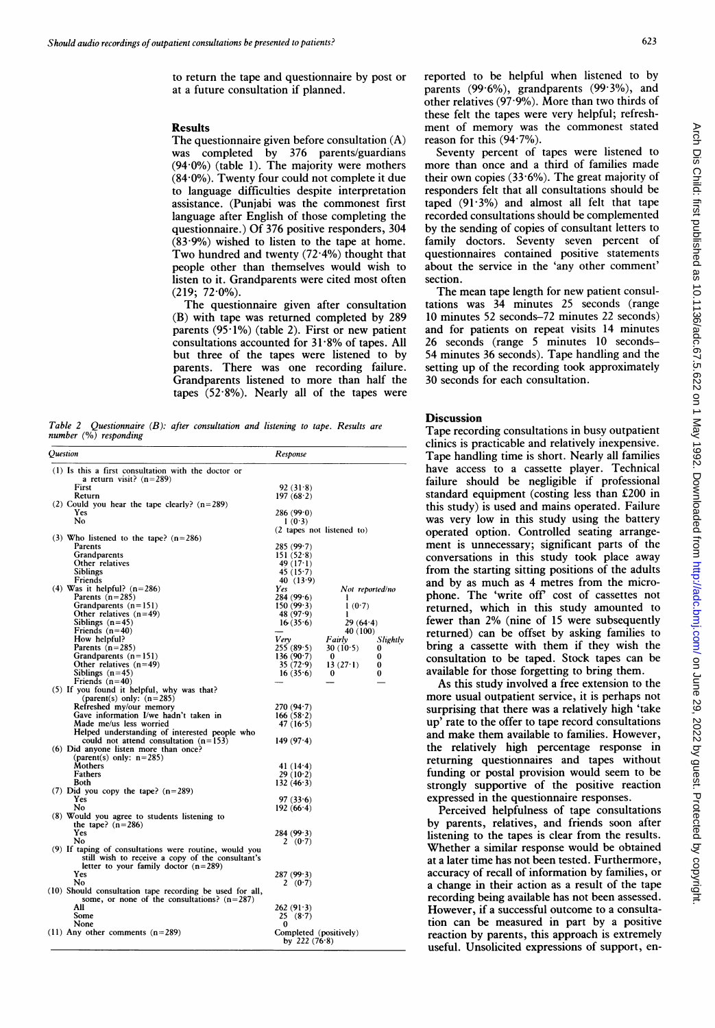to return the tape and questionnaire by post or at a future consultation if planned.

## Results

The questionnaire given before consultation (A) was completed by 376 parents/guardians (94·0%) (table 1). The majority were mothers (84·0%). Twenty four could not complete it due to language difficulties despite interpretation assistance. (Punjabi was the commonest first language after English of those completing the questionnaire.) Of 376 positive responders, 304 (83·9%) wished to listen to the tape at home. Two hundred and twenty (72·4%) thought that people other than themselves would wish to listen to it. Grandparents were cited most often (219; 72·0%).

The questionnaire given after consultation (B) with tape was returned completed by 289 parents (95·1%) (table 2). First or new patient consultations accounted for 31·8% of tapes. All but three of the tapes were listened to by parents. There was one recording failure. Grandparents listened to more than half the tapes (52·8%). Nearly all of the tapes were reported to be helpful when listened to by parents (99·6%), grandparents (99·3%), and other relatives (97·9%). More than two thirds of these felt the tapes were very helpful; refreshment of memory was the commonest stated reason for this (94·7%).

Seventy percent of tapes were listened to more than once and a third of families made their own copies (33·6%). The great majority of responders felt that all consultations should be taped (91·3%) and almost all felt that tape recorded consultations should be complemented by the sending of copies of consultant letters to family doctors. Seventy seven percent of questionnaires contained positive statements about the service in the 'any other comment' section.

The mean tape length for new patient consultations was 34 minutes 25 seconds (range 10 minutes 52 seconds–72 minutes 22 seconds) and for patients on repeat visits 14 minutes 26 seconds (range 5 minutes 10 seconds–54 minutes 36 seconds). Tape handling and the setting up of the recording took approximately 30 seconds for each consultation.

*Table 2 Questionnaire (B): after consultation and listening to tape. Results are number (%) responding*

| Question | Response | | |
|---|---|---|---|
| (1) Is this a first consultation with the doctor or a return visit? (n=289) | | | |
| First | 92 (31·8) | | |
| Return | 197 (68·2) | | |
| (2) Could you hear the tape clearly? (n=289) | | | |
| Yes | 286 (99·0) | | |
| No | 1 (0·3) | | |
| | (2 tapes not listened to) | | |
| (3) Who listened to the tape? (n=286) | | | |
| Parents | 285 (99·7) | | |
| Grandparents | 151 (52·8) | | |
| Other relatives | 49 (17·1) | | |
| Siblings | 45 (15·7) | | |
| Friends | 40 (13·9) | | |
| (4) Was it helpful? (n=286) | *Yes* | *Not reported/no* | |
| Parents (n=285) | 284 (99·6) | 1 | |
| Grandparents (n=151) | 150 (99·3) | 1 (0·7) | |
| Other relatives (n=49) | 48 (97·9) | 1 | |
| Siblings (n=45) | 16 (35·6) | 29 (64·4) | |
| Friends (n=40) | — | 40 (100) | |
| How helpful? | *Very* | *Fairly* | *Slightly* |
| Parents (n=285) | 255 (89·5) | 30 (10·5) | 0 |
| Grandparents (n=151) | 136 (90·7) | 0 | 0 |
| Other relatives (n=49) | 35 (72·9) | 13 (27·1) | 0 |
| Siblings (n=45) | 16 (35·6) | 0 | 0 |
| Friends (n=40) | — | — | — |
| (5) If you found it helpful, why was that? (parent(s) only: (n=285) | | | |
| Refreshed my/our memory | 270 (94·7) | | |
| Gave information I/we hadn't taken in | 166 (58·2) | | |
| Made me/us less worried | 47 (16·5) | | |
| Helped understanding of interested people who could not attend consultation (n=153) | 149 (97·4) | | |
| (6) Did anyone listen more than once? (parent(s) only: n=285) | | | |
| Mothers | 41 (14·4) | | |
| Fathers | 29 (10·2) | | |
| Both | 132 (46·3) | | |
| (7) Did you copy the tape? (n=289) | | | |
| Yes | 97 (33·6) | | |
| No | 192 (66·4) | | |
| (8) Would you agree to students listening to the tape? (n=286) | | | |
| Yes | 284 (99·3) | | |
| No | 2 (0·7) | | |
| (9) If taping of consultations were routine, would you still wish to receive a copy of the consultant's letter to your family doctor (n=289) | | | |
| Yes | 287 (99·3) | | |
| No | 2 (0·7) | | |
| (10) Should consultation tape recording be used for all, some, or none of the consultations? (n=287) | | | |
| All | 262 (91·3) | | |
| Some | 25 (8·7) | | |
| None | 0 | | |
| (11) Any other comments (n=289) | Completed (positively) by 222 (76·8) | | |

## Discussion

Tape recording consultations in busy outpatient clinics is practicable and relatively inexpensive. Tape handling time is short. Nearly all families have access to a cassette player. Technical failure should be negligible if professional standard equipment (costing less than £200 in this study) is used and mains operated. Failure was very low in this study using the battery operated option. Controlled seating arrangement is unnecessary; significant parts of the conversations in this study took place away from the starting sitting positions of the adults and by as much as 4 metres from the microphone. The 'write off' cost of cassettes not returned, which in this study amounted to fewer than 2% (nine of 15 were subsequently returned) can be offset by asking families to bring a cassette with them if they wish the consultation to be taped. Stock tapes can be available for those forgetting to bring them.

As this study involved a free extension to the more usual outpatient service, it is perhaps not surprising that there was a relatively high 'take up' rate to the offer to tape record consultations and make them available to families. However, the relatively high percentage response in returning questionnaires and tapes without funding or postal provision would seem to be strongly supportive of the positive reaction expressed in the questionnaire responses.

Perceived helpfulness of tape consultations by parents, relatives, and friends soon after listening to the tapes is clear from the results. Whether a similar response would be obtained at a later time has not been tested. Furthermore, accuracy of recall of information by families, or a change in their action as a result of the tape recording being available has not been assessed. However, if a successful outcome to a consultation can be measured in part by a positive reaction by parents, this approach is extremely useful. Unsolicited expressions of support, en-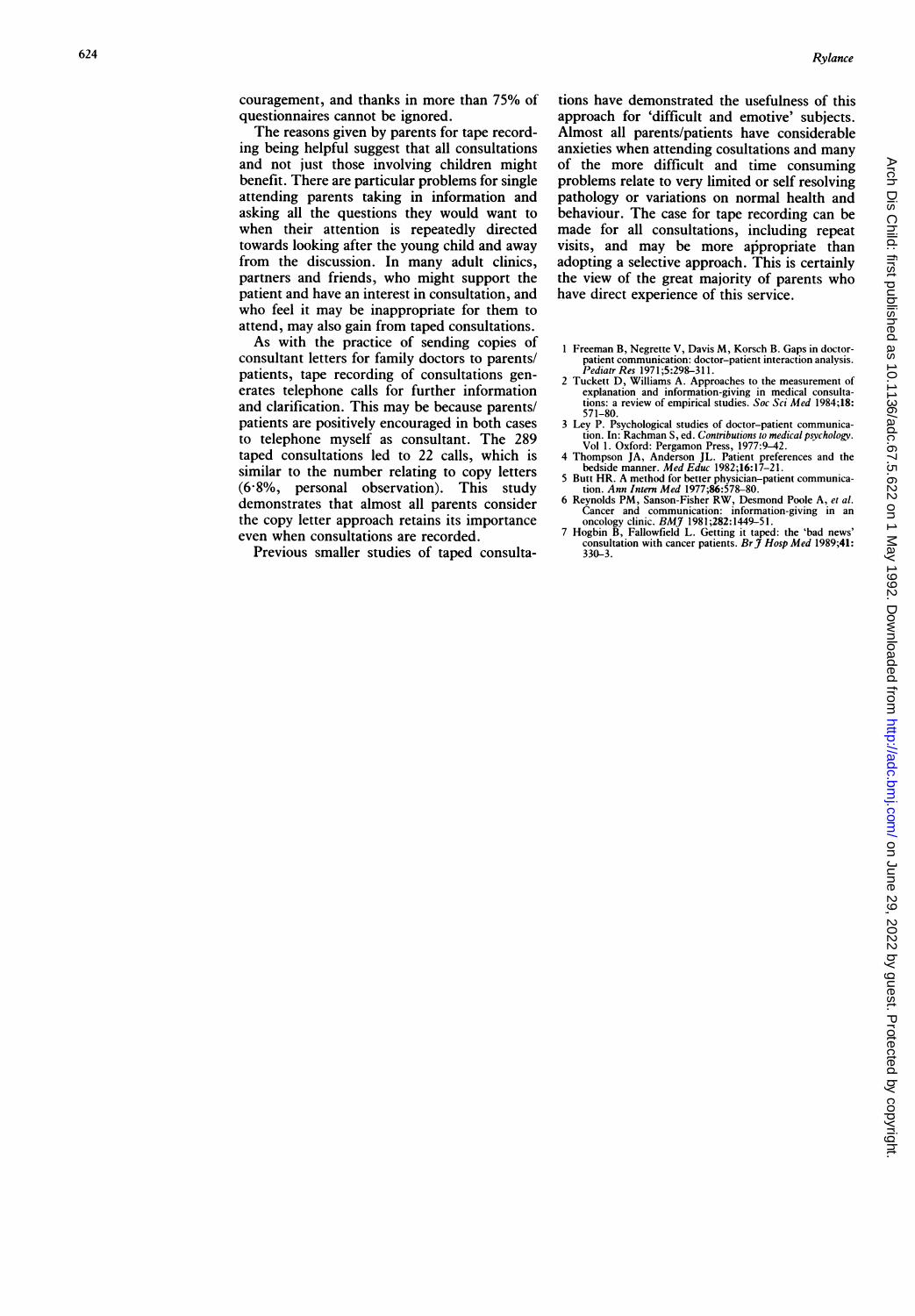couragement, and thanks in more than 75% of questionnaires cannot be ignored.

The reasons given by parents for tape recording being helpful suggest that all consultations and not just those involving children might benefit. There are particular problems for single attending parents taking in information and asking all the questions they would want to when their attention is repeatedly directed towards looking after the young child and away from the discussion. In many adult clinics, partners and friends, who might support the patient and have an interest in consultation, and who feel it may be inappropriate for them to attend, may also gain from taped consultations.

As with the practice of sending copies of consultant letters for family doctors to parents/patients, tape recording of consultations generates telephone calls for further information and clarification. This may be because parents/patients are positively encouraged in both cases to telephone myself as consultant. The 289 taped consultations led to 22 calls, which is similar to the number relating to copy letters (6·8%, personal observation). This study demonstrates that almost all parents consider the copy letter approach retains its importance even when consultations are recorded.

Previous smaller studies of taped consultations have demonstrated the usefulness of this approach for 'difficult and emotive' subjects. Almost all parents/patients have considerable anxieties when attending cosultations and many of the more difficult and time consuming problems relate to very limited or self resolving pathology or variations on normal health and behaviour. The case for tape recording can be made for all consultations, including repeat visits, and may be more appropriate than adopting a selective approach. This is certainly the view of the great majority of parents who have direct experience of this service.

1 Freeman B, Negrette V, Davis M, Korsch B. Gaps in doctor-patient communication: doctor–patient interaction analysis. *Pediatr Res* 1971;**5**:298–311.
2 Tuckett D, Williams A. Approaches to the measurement of explanation and information-giving in medical consultations: a review of empirical studies. *Soc Sci Med* 1984;**18**: 571–80.
3 Ley P. Psychological studies of doctor–patient communication. In: Rachman S, ed. *Contributions to medical psychology*. Vol 1. Oxford: Pergamon Press, 1977:9–42.
4 Thompson JA, Anderson JL. Patient preferences and the bedside manner. *Med Educ* 1982;**16**:17–21.
5 Butt HR. A method for better physician–patient communication. *Ann Intern Med* 1977;**86**:578–80.
6 Reynolds PM, Sanson-Fisher RW, Desmond Poole A, *et al*. Cancer and communication: information-giving in an oncology clinic. *BMJ* 1981;**282**:1449–51.
7 Hogbin B, Fallowfield L. Getting it taped: the 'bad news' consultation with cancer patients. *Br J Hosp Med* 1989;**41**: 330–3.